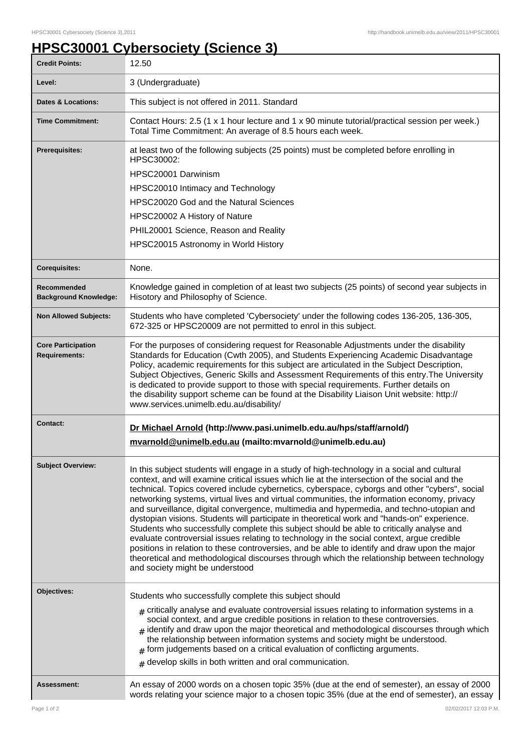# HPSC30001 Cybersociety (Science 3)

| | |
|---|---|
| **Credit Points:** | 12.50 |
| **Level:** | 3 (Undergraduate) |
| **Dates & Locations:** | This subject is not offered in 2011. Standard |
| **Time Commitment:** | Contact Hours: 2.5 (1 x 1 hour lecture and 1 x 90 minute tutorial/practical session per week.) Total Time Commitment: An average of 8.5 hours each week. |
| **Prerequisites:** | at least two of the following subjects (25 points) must be completed before enrolling in HPSC30002:<br>HPSC20001 Darwinism<br>HPSC20010 Intimacy and Technology<br>HPSC20020 God and the Natural Sciences<br>HPSC20002 A History of Nature<br>PHIL20001 Science, Reason and Reality<br>HPSC20015 Astronomy in World History |
| **Corequisites:** | None. |
| **Recommended Background Knowledge:** | Knowledge gained in completion of at least two subjects (25 points) of second year subjects in Hisotory and Philosophy of Science. |
| **Non Allowed Subjects:** | Students who have completed 'Cybersociety' under the following codes 136-205, 136-305, 672-325 or HPSC20009 are not permitted to enrol in this subject. |
| **Core Participation Requirements:** | For the purposes of considering request for Reasonable Adjustments under the disability Standards for Education (Cwth 2005), and Students Experiencing Academic Disadvantage Policy, academic requirements for this subject are articulated in the Subject Description, Subject Objectives, Generic Skills and Assessment Requirements of this entry.The University is dedicated to provide support to those with special requirements. Further details on the disability support scheme can be found at the Disability Liaison Unit website: http://www.services.unimelb.edu.au/disability/ |
| **Contact:** | **Dr Michael Arnold (http://www.pasi.unimelb.edu.au/hps/staff/arnold/)**<br>**mvarnold@unimelb.edu.au (mailto:mvarnold@unimelb.edu.au)** |
| **Subject Overview:** | In this subject students will engage in a study of high-technology in a social and cultural context, and will examine critical issues which lie at the intersection of the social and the technical. Topics covered include cybernetics, cyberspace, cyborgs and other "cybers", social networking systems, virtual lives and virtual communities, the information economy, privacy and surveillance, digital convergence, multimedia and hypermedia, and techno-utopian and dystopian visions. Students will participate in theoretical work and "hands-on" experience. Students who successfully complete this subject should be able to critically analyse and evaluate controversial issues relating to technology in the social context, argue credible positions in relation to these controversies, and be able to identify and draw upon the major theoretical and methodological discourses through which the relationship between technology and society might be understood |
| **Objectives:** | Students who successfully complete this subject should<br># critically analyse and evaluate controversial issues relating to information systems in a social context, and argue credible positions in relation to these controversies.<br># identify and draw upon the major theoretical and methodological discourses through which the relationship between information systems and society might be understood.<br># form judgements based on a critical evaluation of conflicting arguments.<br># develop skills in both written and oral communication. |
| **Assessment:** | An essay of 2000 words on a chosen topic 35% (due at the end of semester), an essay of 2000 words relating your science major to a chosen topic 35% (due at the end of semester), an essay |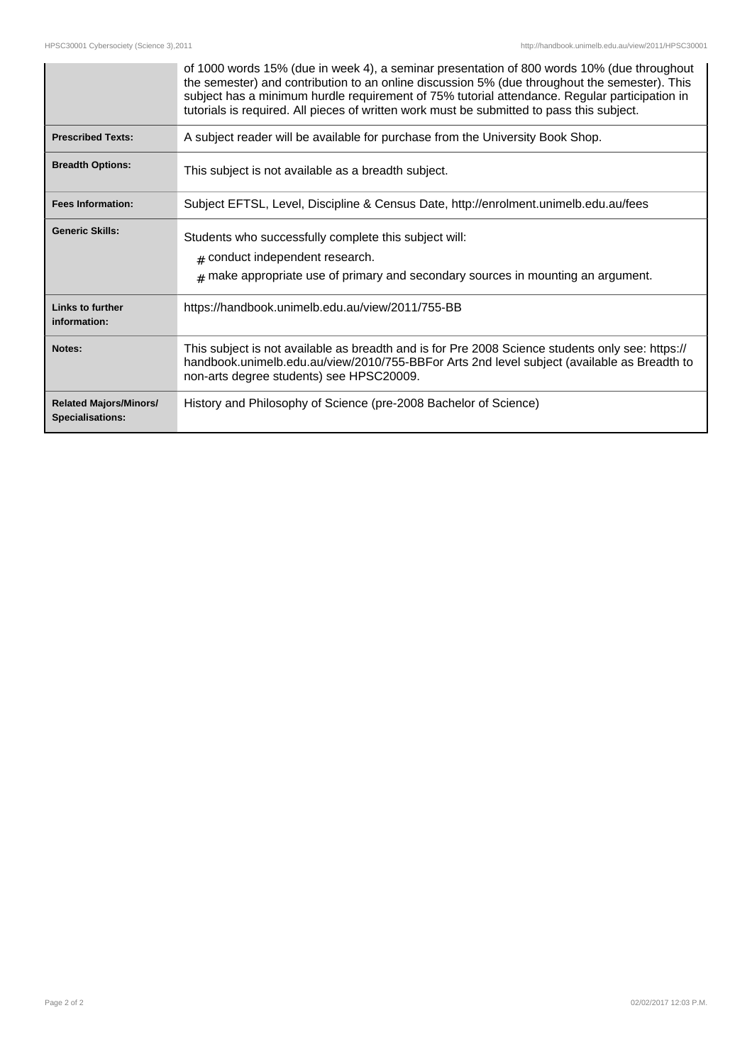| | |
|---|---|
| | of 1000 words 15% (due in week 4), a seminar presentation of 800 words 10% (due throughout the semester) and contribution to an online discussion 5% (due throughout the semester). This subject has a minimum hurdle requirement of 75% tutorial attendance. Regular participation in tutorials is required. All pieces of written work must be submitted to pass this subject. |
| **Prescribed Texts:** | A subject reader will be available for purchase from the University Book Shop. |
| **Breadth Options:** | This subject is not available as a breadth subject. |
| **Fees Information:** | Subject EFTSL, Level, Discipline & Census Date, http://enrolment.unimelb.edu.au/fees |
| **Generic Skills:** | Students who successfully complete this subject will: # conduct independent research. # make appropriate use of primary and secondary sources in mounting an argument. |
| **Links to further information:** | https://handbook.unimelb.edu.au/view/2011/755-BB |
| **Notes:** | This subject is not available as breadth and is for Pre 2008 Science students only see: https://handbook.unimelb.edu.au/view/2010/755-BBFor Arts 2nd level subject (available as Breadth to non-arts degree students) see HPSC20009. |
| **Related Majors/Minors/ Specialisations:** | History and Philosophy of Science (pre-2008 Bachelor of Science) |